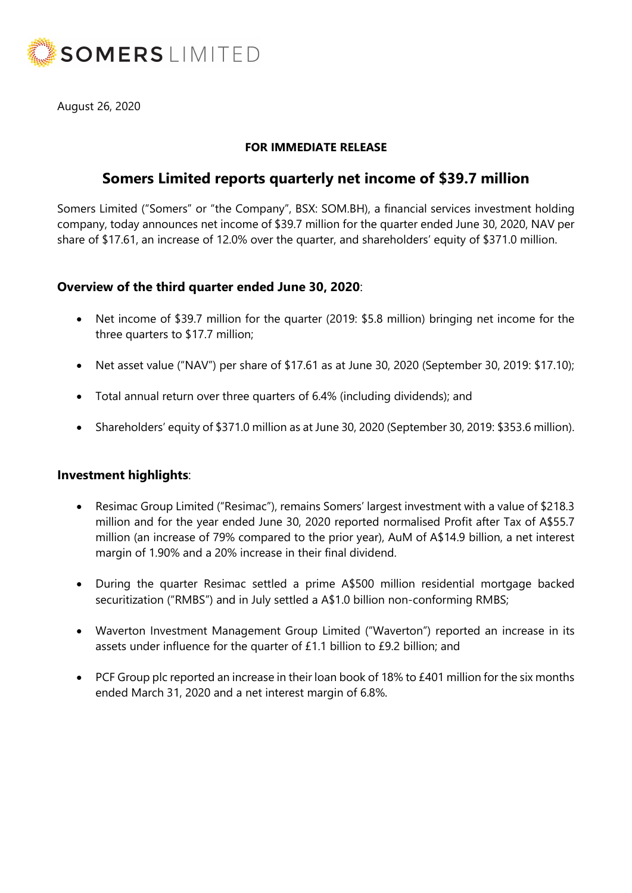SOMERS LIMITED

August 26, 2020

**FOR IMMEDIATE RELEASE**

# Somers Limited reports quarterly net income of $39.7 million

Somers Limited ("Somers" or "the Company", BSX: SOM.BH), a financial services investment holding company, today announces net income of $39.7 million for the quarter ended June 30, 2020, NAV per share of $17.61, an increase of 12.0% over the quarter, and shareholders' equity of $371.0 million.

## Overview of the third quarter ended June 30, 2020:

- Net income of $39.7 million for the quarter (2019: $5.8 million) bringing net income for the three quarters to $17.7 million;
- Net asset value ("NAV") per share of $17.61 as at June 30, 2020 (September 30, 2019: $17.10);
- Total annual return over three quarters of 6.4% (including dividends); and
- Shareholders' equity of $371.0 million as at June 30, 2020 (September 30, 2019: $353.6 million).

## Investment highlights:

- Resimac Group Limited ("Resimac"), remains Somers' largest investment with a value of $218.3 million and for the year ended June 30, 2020 reported normalised Profit after Tax of A$55.7 million (an increase of 79% compared to the prior year), AuM of A$14.9 billion, a net interest margin of 1.90% and a 20% increase in their final dividend.
- During the quarter Resimac settled a prime A$500 million residential mortgage backed securitization ("RMBS") and in July settled a A$1.0 billion non-conforming RMBS;
- Waverton Investment Management Group Limited ("Waverton") reported an increase in its assets under influence for the quarter of £1.1 billion to £9.2 billion; and
- PCF Group plc reported an increase in their loan book of 18% to £401 million for the six months ended March 31, 2020 and a net interest margin of 6.8%.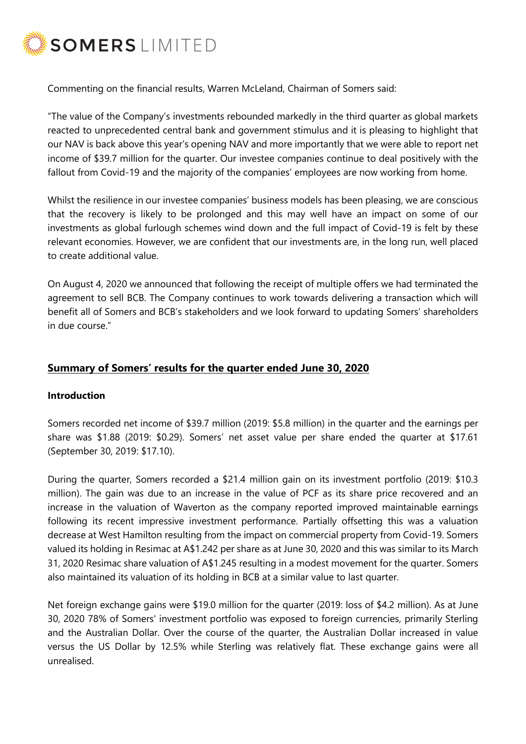Commenting on the financial results, Warren McLeland, Chairman of Somers said:

"The value of the Company's investments rebounded markedly in the third quarter as global markets reacted to unprecedented central bank and government stimulus and it is pleasing to highlight that our NAV is back above this year's opening NAV and more importantly that we were able to report net income of $39.7 million for the quarter. Our investee companies continue to deal positively with the fallout from Covid-19 and the majority of the companies' employees are now working from home.

Whilst the resilience in our investee companies' business models has been pleasing, we are conscious that the recovery is likely to be prolonged and this may well have an impact on some of our investments as global furlough schemes wind down and the full impact of Covid-19 is felt by these relevant economies. However, we are confident that our investments are, in the long run, well placed to create additional value.

On August 4, 2020 we announced that following the receipt of multiple offers we had terminated the agreement to sell BCB. The Company continues to work towards delivering a transaction which will benefit all of Somers and BCB's stakeholders and we look forward to updating Somers' shareholders in due course."

## Summary of Somers' results for the quarter ended June 30, 2020

### Introduction

Somers recorded net income of $39.7 million (2019: $5.8 million) in the quarter and the earnings per share was $1.88 (2019: $0.29). Somers' net asset value per share ended the quarter at $17.61 (September 30, 2019: $17.10).

During the quarter, Somers recorded a $21.4 million gain on its investment portfolio (2019: $10.3 million). The gain was due to an increase in the value of PCF as its share price recovered and an increase in the valuation of Waverton as the company reported improved maintainable earnings following its recent impressive investment performance. Partially offsetting this was a valuation decrease at West Hamilton resulting from the impact on commercial property from Covid-19. Somers valued its holding in Resimac at A$1.242 per share as at June 30, 2020 and this was similar to its March 31, 2020 Resimac share valuation of A$1.245 resulting in a modest movement for the quarter. Somers also maintained its valuation of its holding in BCB at a similar value to last quarter.

Net foreign exchange gains were $19.0 million for the quarter (2019: loss of $4.2 million). As at June 30, 2020 78% of Somers' investment portfolio was exposed to foreign currencies, primarily Sterling and the Australian Dollar. Over the course of the quarter, the Australian Dollar increased in value versus the US Dollar by 12.5% while Sterling was relatively flat. These exchange gains were all unrealised.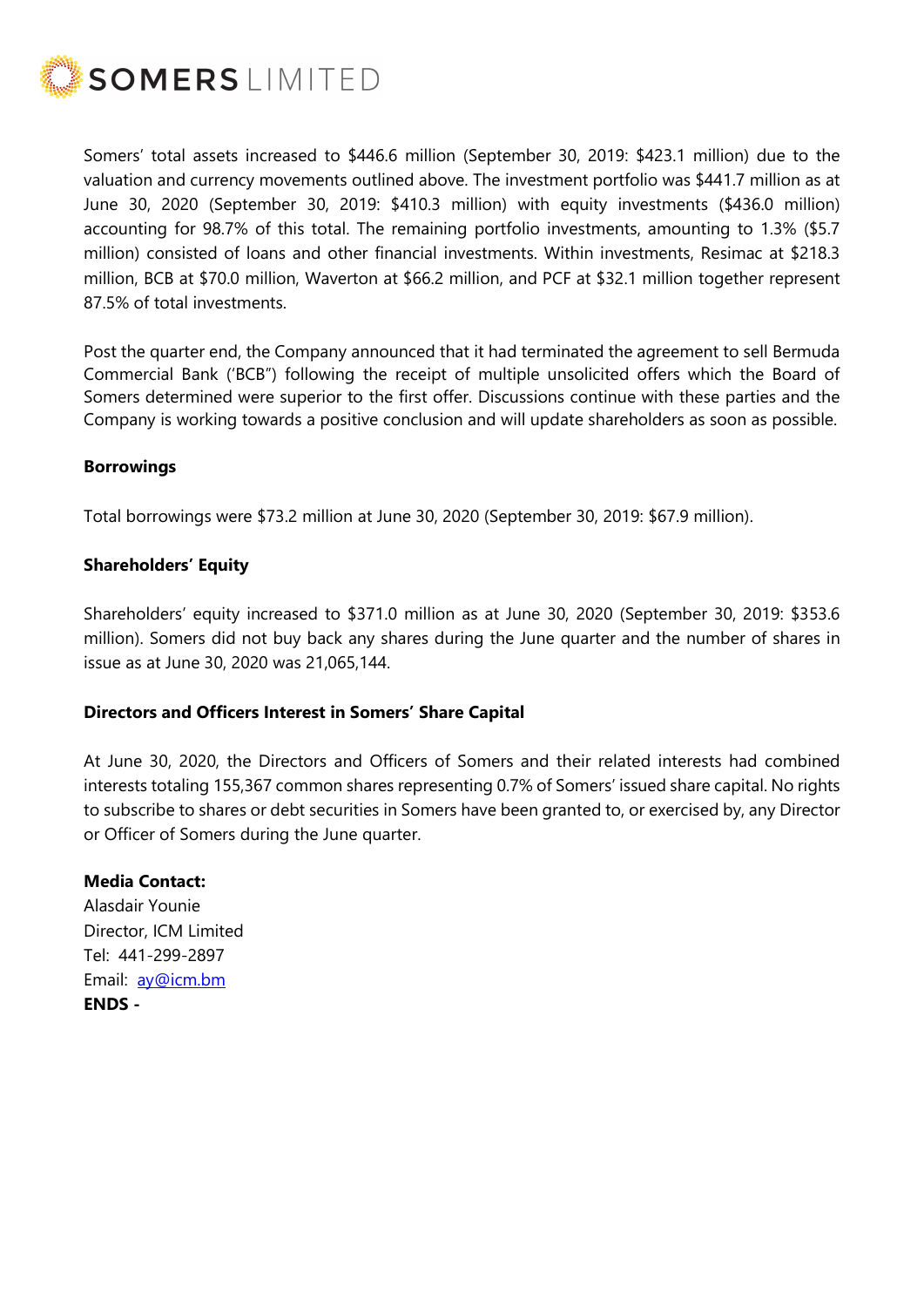Somers' total assets increased to $446.6 million (September 30, 2019: $423.1 million) due to the valuation and currency movements outlined above. The investment portfolio was $441.7 million as at June 30, 2020 (September 30, 2019: $410.3 million) with equity investments ($436.0 million) accounting for 98.7% of this total. The remaining portfolio investments, amounting to 1.3% ($5.7 million) consisted of loans and other financial investments. Within investments, Resimac at $218.3 million, BCB at $70.0 million, Waverton at $66.2 million, and PCF at $32.1 million together represent 87.5% of total investments.

Post the quarter end, the Company announced that it had terminated the agreement to sell Bermuda Commercial Bank ('BCB") following the receipt of multiple unsolicited offers which the Board of Somers determined were superior to the first offer. Discussions continue with these parties and the Company is working towards a positive conclusion and will update shareholders as soon as possible.

**Borrowings**

Total borrowings were $73.2 million at June 30, 2020 (September 30, 2019: $67.9 million).

**Shareholders' Equity**

Shareholders' equity increased to $371.0 million as at June 30, 2020 (September 30, 2019: $353.6 million). Somers did not buy back any shares during the June quarter and the number of shares in issue as at June 30, 2020 was 21,065,144.

**Directors and Officers Interest in Somers' Share Capital**

At June 30, 2020, the Directors and Officers of Somers and their related interests had combined interests totaling 155,367 common shares representing 0.7% of Somers' issued share capital. No rights to subscribe to shares or debt securities in Somers have been granted to, or exercised by, any Director or Officer of Somers during the June quarter.

**Media Contact:**
Alasdair Younie
Director, ICM Limited
Tel: 441-299-2897
Email: ay@icm.bm
**ENDS -**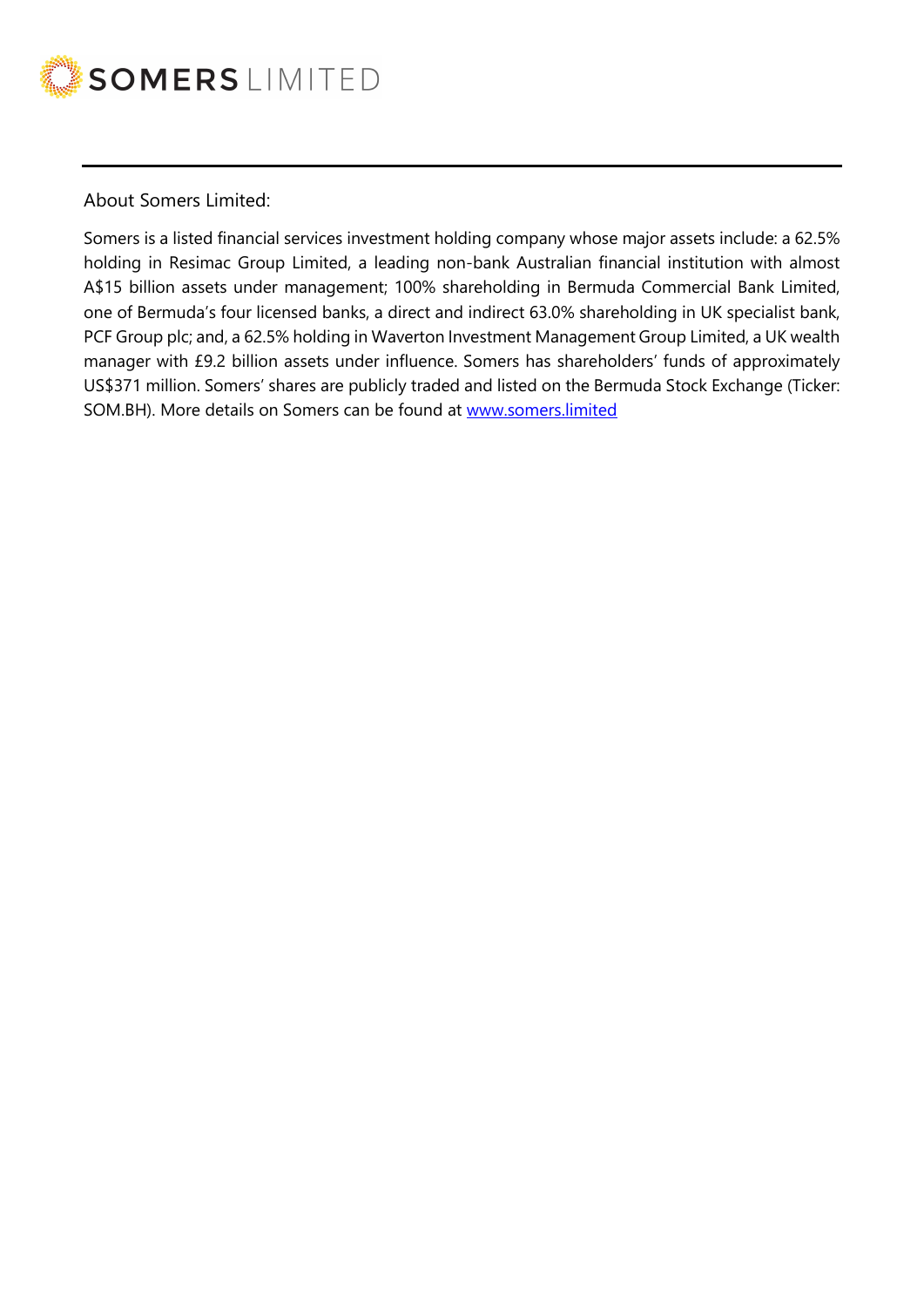About Somers Limited:

Somers is a listed financial services investment holding company whose major assets include: a 62.5% holding in Resimac Group Limited, a leading non-bank Australian financial institution with almost A$15 billion assets under management; 100% shareholding in Bermuda Commercial Bank Limited, one of Bermuda's four licensed banks, a direct and indirect 63.0% shareholding in UK specialist bank, PCF Group plc; and, a 62.5% holding in Waverton Investment Management Group Limited, a UK wealth manager with £9.2 billion assets under influence. Somers has shareholders' funds of approximately US$371 million. Somers' shares are publicly traded and listed on the Bermuda Stock Exchange (Ticker: SOM.BH). More details on Somers can be found at [www.somers.limited](http://www.somers.limited)